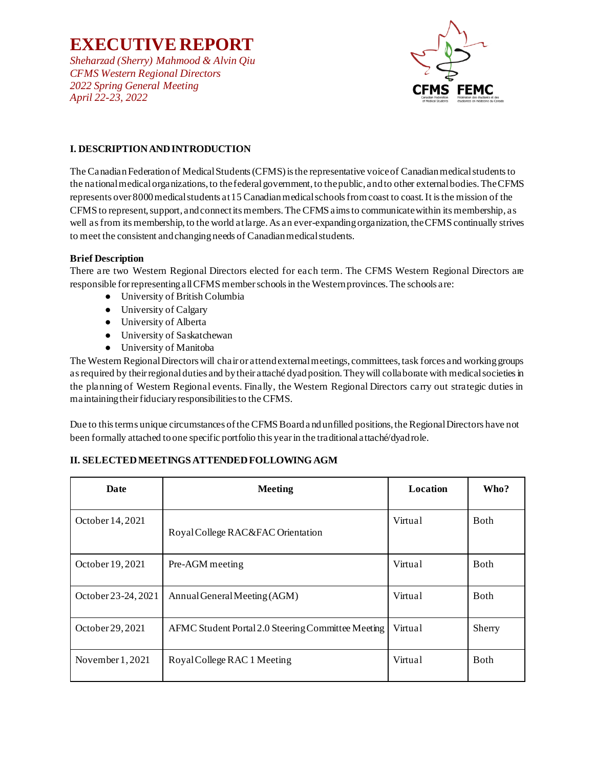# EXECUTIVE REPORT

*Sheharzad (Sherry) Mahmood & Alvin Qiu*
*CFMS Western Regional Directors*
*2022 Spring General Meeting*
*April 22-23, 2022*

## I. DESCRIPTION AND INTRODUCTION

The Canadian Federation of Medical Students (CFMS) is the representative voice of Canadian medical students to the national medical organizations, to the federal government, to the public, and to other external bodies. The CFMS represents over 8000 medical students at 15 Canadian medical schools from coast to coast. It is the mission of the CFMS to represent, support, and connect its members. The CFMS aims to communicate within its membership, as well as from its membership, to the world at large. As an ever-expanding organization, the CFMS continually strives to meet the consistent and changing needs of Canadian medical students.

**Brief Description**

There are two Western Regional Directors elected for each term. The CFMS Western Regional Directors are responsible for representing all CFMS member schools in the Western provinces. The schools are:

- University of British Columbia
- University of Calgary
- University of Alberta
- University of Saskatchewan
- University of Manitoba

The Western Regional Directors will chair or attend external meetings, committees, task forces and working groups as required by their regional duties and by their attaché dyad position. They will collaborate with medical societies in the planning of Western Regional events. Finally, the Western Regional Directors carry out strategic duties in maintaining their fiduciary responsibilities to the CFMS.

Due to this terms unique circumstances of the CFMS Board and unfilled positions, the Regional Directors have not been formally attached to one specific portfolio this year in the traditional attaché/dyad role.

## II. SELECTED MEETINGS ATTENDED FOLLOWING AGM

| Date | Meeting | Location | Who? |
|---|---|---|---|
| October 14, 2021 | Royal College RAC&FAC Orientation | Virtual | Both |
| October 19, 2021 | Pre-AGM meeting | Virtual | Both |
| October 23-24, 2021 | Annual General Meeting (AGM) | Virtual | Both |
| October 29, 2021 | AFMC Student Portal 2.0 Steering Committee Meeting | Virtual | Sherry |
| November 1, 2021 | Royal College RAC 1 Meeting | Virtual | Both |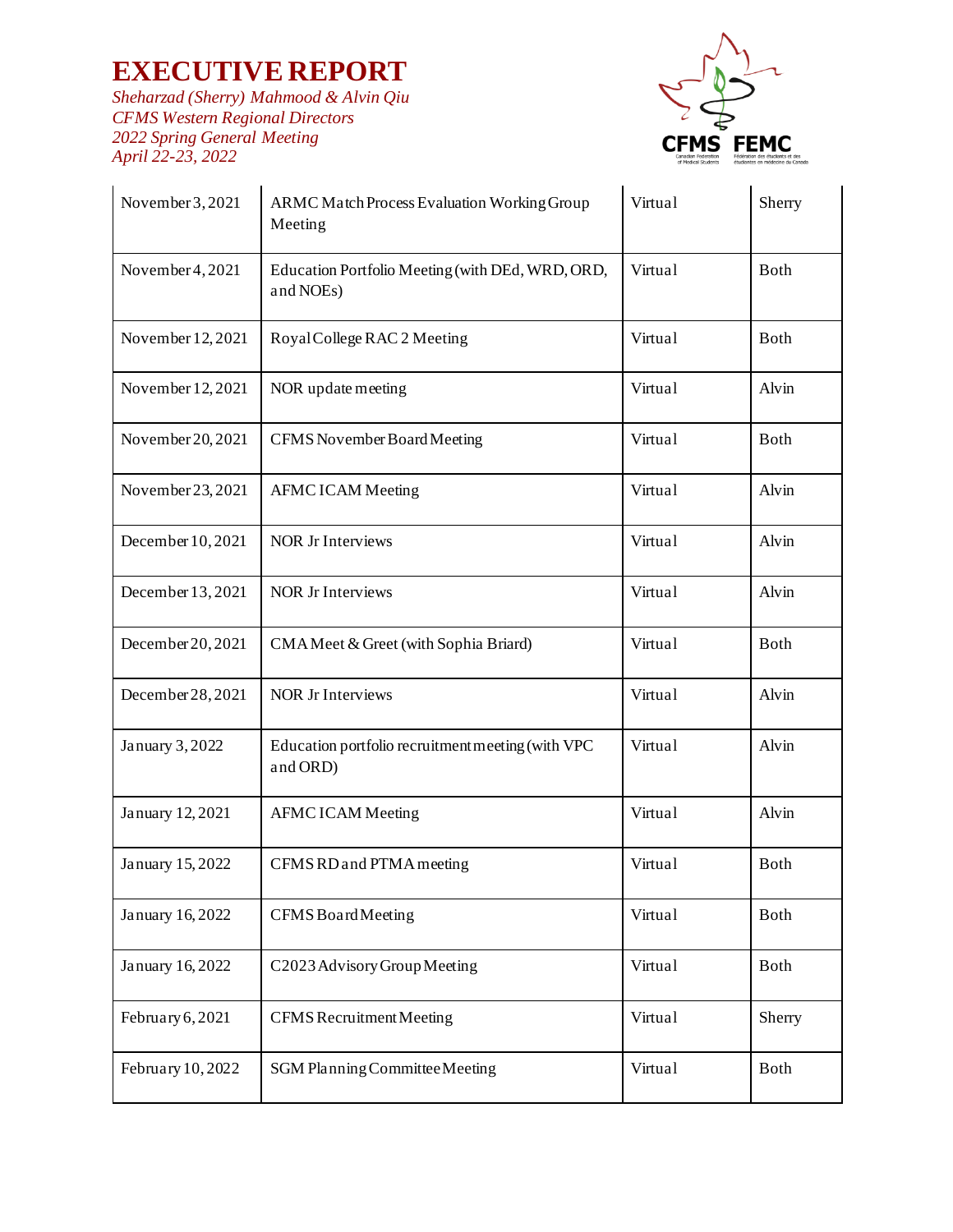| November 3, 2021 | ARMC Match Process Evaluation Working Group Meeting | Virtual | Sherry |
|---|---|---|---|
| November 4, 2021 | Education Portfolio Meeting (with DEd, WRD, ORD, and NOEs) | Virtual | Both |
| November 12, 2021 | Royal College RAC 2 Meeting | Virtual | Both |
| November 12, 2021 | NOR update meeting | Virtual | Alvin |
| November 20, 2021 | CFMS November Board Meeting | Virtual | Both |
| November 23, 2021 | AFMC ICAM Meeting | Virtual | Alvin |
| December 10, 2021 | NOR Jr Interviews | Virtual | Alvin |
| December 13, 2021 | NOR Jr Interviews | Virtual | Alvin |
| December 20, 2021 | CMA Meet & Greet (with Sophia Briard) | Virtual | Both |
| December 28, 2021 | NOR Jr Interviews | Virtual | Alvin |
| January 3, 2022 | Education portfolio recruitment meeting (with VPC and ORD) | Virtual | Alvin |
| January 12, 2021 | AFMC ICAM Meeting | Virtual | Alvin |
| January 15, 2022 | CFMS RD and PTMA meeting | Virtual | Both |
| January 16, 2022 | CFMS Board Meeting | Virtual | Both |
| January 16, 2022 | C2023 Advisory Group Meeting | Virtual | Both |
| February 6, 2021 | CFMS Recruitment Meeting | Virtual | Sherry |
| February 10, 2022 | SGM Planning Committee Meeting | Virtual | Both |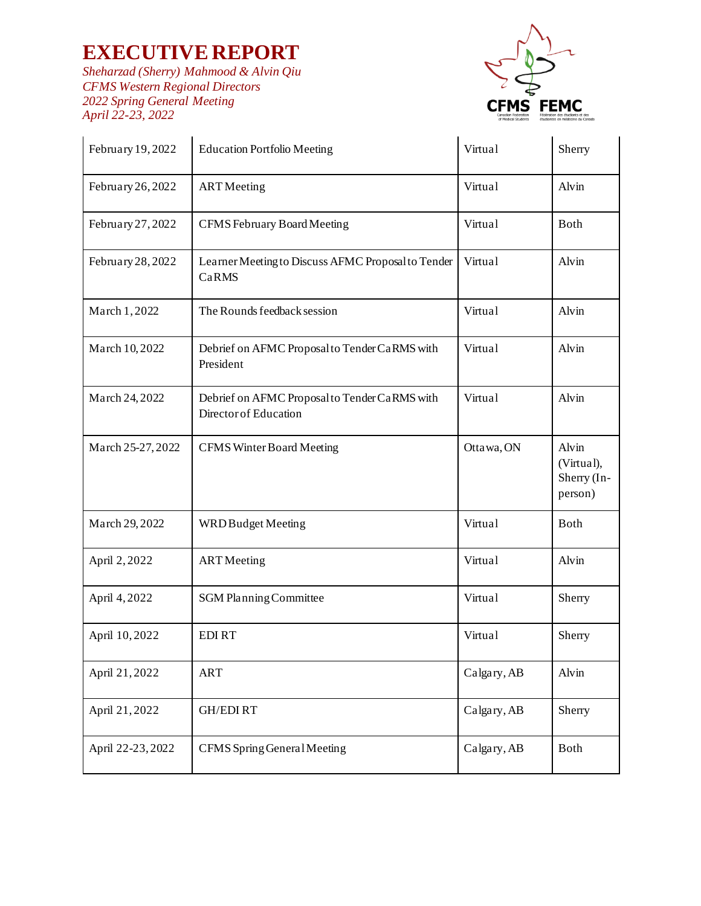# EXECUTIVE REPORT

*Sheharzad (Sherry) Mahmood & Alvin Qiu*
*CFMS Western Regional Directors*
*2022 Spring General Meeting*
*April 22-23, 2022*

| | | | |
|---|---|---|---|
| February 19, 2022 | Education Portfolio Meeting | Virtual | Sherry |
| February 26, 2022 | ART Meeting | Virtual | Alvin |
| February 27, 2022 | CFMS February Board Meeting | Virtual | Both |
| February 28, 2022 | Learner Meeting to Discuss AFMC Proposal to Tender CaRMS | Virtual | Alvin |
| March 1, 2022 | The Rounds feedback session | Virtual | Alvin |
| March 10, 2022 | Debrief on AFMC Proposal to Tender CaRMS with President | Virtual | Alvin |
| March 24, 2022 | Debrief on AFMC Proposal to Tender CaRMS with Director of Education | Virtual | Alvin |
| March 25-27, 2022 | CFMS Winter Board Meeting | Ottawa, ON | Alvin (Virtual), Sherry (In-person) |
| March 29, 2022 | WRD Budget Meeting | Virtual | Both |
| April 2, 2022 | ART Meeting | Virtual | Alvin |
| April 4, 2022 | SGM Planning Committee | Virtual | Sherry |
| April 10, 2022 | EDI RT | Virtual | Sherry |
| April 21, 2022 | ART | Calgary, AB | Alvin |
| April 21, 2022 | GH/EDI RT | Calgary, AB | Sherry |
| April 22-23, 2022 | CFMS Spring General Meeting | Calgary, AB | Both |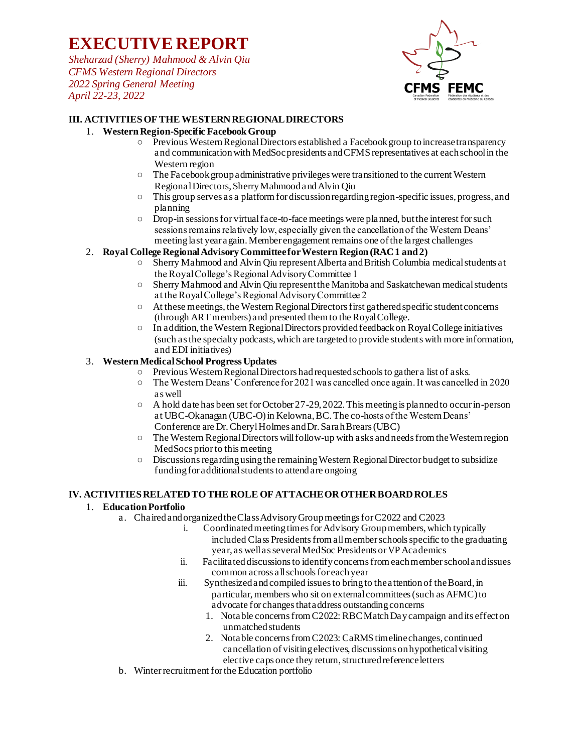# EXECUTIVE REPORT

*Sheharzad (Sherry) Mahmood & Alvin Qiu*
*CFMS Western Regional Directors*
*2022 Spring General Meeting*
*April 22-23, 2022*

## III. ACTIVITIES OF THE WESTERN REGIONAL DIRECTORS

1. **Western Region-Specific Facebook Group**
   - Previous Western Regional Directors established a Facebook group to increase transparency and communication with MedSoc presidents and CFMS representatives at each school in the Western region
   - The Facebook group administrative privileges were transitioned to the current Western Regional Directors, Sherry Mahmood and Alvin Qiu
   - This group serves as a platform for discussion regarding region-specific issues, progress, and planning
   - Drop-in sessions for virtual face-to-face meetings were planned, but the interest for such sessions remains relatively low, especially given the cancellation of the Western Deans' meeting last year again. Member engagement remains one of the largest challenges
2. **Royal College Regional Advisory Committee for Western Region (RAC 1 and 2)**
   - Sherry Mahmood and Alvin Qiu represent Alberta and British Columbia medical students at the Royal College's Regional Advisory Committee 1
   - Sherry Mahmood and Alvin Qiu represent the Manitoba and Saskatchewan medical students at the Royal College's Regional Advisory Committee 2
   - At these meetings, the Western Regional Directors first gathered specific student concerns (through ART members) and presented them to the Royal College.
   - In addition, the Western Regional Directors provided feedback on Royal College initiatives (such as the specialty podcasts, which are targeted to provide students with more information, and EDI initiatives)
3. **Western Medical School Progress Updates**
   - Previous Western Regional Directors had requested schools to gather a list of asks.
   - The Western Deans' Conference for 2021 was cancelled once again. It was cancelled in 2020 as well
   - A hold date has been set for October 27-29, 2022. This meeting is planned to occur in-person at UBC-Okanagan (UBC-O) in Kelowna, BC. The co-hosts of the Western Deans' Conference are Dr. Cheryl Holmes and Dr. Sarah Brears (UBC)
   - The Western Regional Directors will follow-up with asks and needs from the Western region MedSocs prior to this meeting
   - Discussions regarding using the remaining Western Regional Director budget to subsidize funding for additional students to attend are ongoing

## IV. ACTIVITIES RELATED TO THE ROLE OF ATTACHE OR OTHER BOARD ROLES

1. **Education Portfolio**
   a. Chaired and organized the Class Advisory Group meetings for C2022 and C2023
      i. Coordinated meeting times for Advisory Group members, which typically included Class Presidents from all member schools specific to the graduating year, as well as several MedSoc Presidents or VP Academics
      ii. Facilitated discussions to identify concerns from each member school and issues common across all schools for each year
      iii. Synthesized and compiled issues to bring to the attention of the Board, in particular, members who sit on external committees (such as AFMC) to advocate for changes that address outstanding concerns
         1. Notable concerns from C2022: RBC Match Day campaign and its effect on unmatched students
         2. Notable concerns from C2023: CaRMS timeline changes, continued cancellation of visiting electives, discussions on hypothetical visiting elective caps once they return, structured reference letters

   b. Winter recruitment for the Education portfolio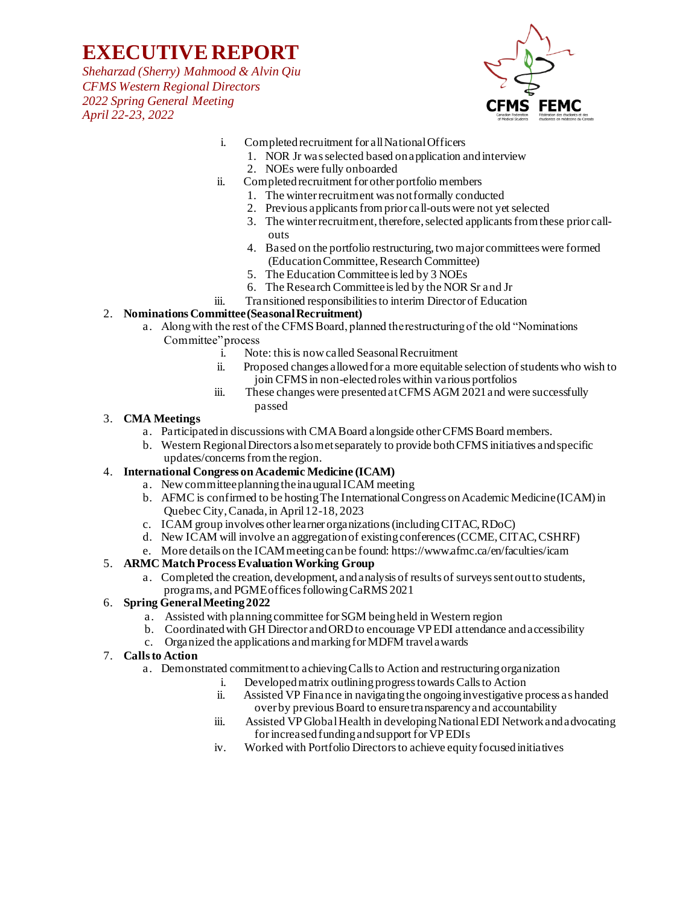# EXECUTIVE REPORT

*Sheharzad (Sherry) Mahmood & Alvin Qiu*
*CFMS Western Regional Directors*
*2022 Spring General Meeting*
*April 22-23, 2022*

i. Completed recruitment for all National Officers
   1. NOR Jr was selected based on application and interview
   2. NOEs were fully onboarded

ii. Completed recruitment for other portfolio members
   1. The winter recruitment was not formally conducted
   2. Previous applicants from prior call-outs were not yet selected
   3. The winter recruitment, therefore, selected applicants from these prior call-outs
   4. Based on the portfolio restructuring, two major committees were formed (Education Committee, Research Committee)
   5. The Education Committee is led by 3 NOEs
   6. The Research Committee is led by the NOR Sr and Jr

iii. Transitioned responsibilities to interim Director of Education

2. **Nominations Committee (Seasonal Recruitment)**
   a. Along with the rest of the CFMS Board, planned the restructuring of the old "Nominations Committee" process
      i. Note: this is now called Seasonal Recruitment
      ii. Proposed changes allowed for a more equitable selection of students who wish to join CFMS in non-elected roles within various portfolios
      iii. These changes were presented at CFMS AGM 2021 and were successfully passed

3. **CMA Meetings**
   a. Participated in discussions with CMA Board alongside other CFMS Board members.
   b. Western Regional Directors also met separately to provide both CFMS initiatives and specific updates/concerns from the region.

4. **International Congress on Academic Medicine (ICAM)**
   a. New committee planning the inaugural ICAM meeting
   b. AFMC is confirmed to be hosting The International Congress on Academic Medicine (ICAM) in Quebec City, Canada, in April 12-18, 2023
   c. ICAM group involves other learner organizations (including CITAC, RDoC)
   d. New ICAM will involve an aggregation of existing conferences (CCME, CITAC, CSHRF)
   e. More details on the ICAM meeting can be found: https://www.afmc.ca/en/faculties/icam

5. **ARMC Match Process Evaluation Working Group**
   a. Completed the creation, development, and analysis of results of surveys sent out to students, programs, and PGME offices following CaRMS 2021

6. **Spring General Meeting 2022**
   a. Assisted with planning committee for SGM being held in Western region
   b. Coordinated with GH Director and ORD to encourage VP EDI attendance and accessibility
   c. Organized the applications and marking for MDFM travel awards

7. **Calls to Action**
   a. Demonstrated commitment to achieving Calls to Action and restructuring organization
      i. Developed matrix outlining progress towards Calls to Action
      ii. Assisted VP Finance in navigating the ongoing investigative process as handed over by previous Board to ensure transparency and accountability
      iii. Assisted VP Global Health in developing National EDI Network and advocating for increased funding and support for VP EDIs
      iv. Worked with Portfolio Directors to achieve equity focused initiatives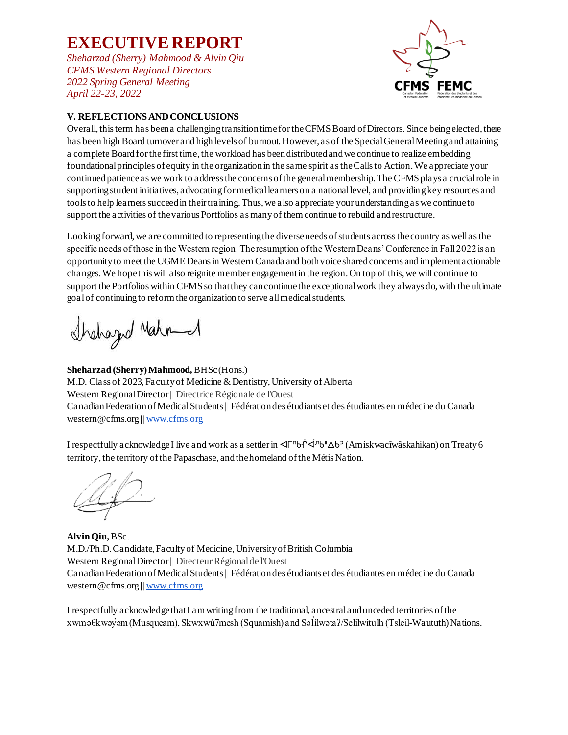# EXECUTIVE REPORT

*Sheharzad (Sherry) Mahmood & Alvin Qiu*
*CFMS Western Regional Directors*
*2022 Spring General Meeting*
*April 22-23, 2022*

### V. REFLECTIONS AND CONCLUSIONS

Overall, this term has been a challenging transition time for the CFMS Board of Directors. Since being elected, there has been high Board turnover and high levels of burnout. However, as of the Special General Meeting and attaining a complete Board for the first time, the workload has been distributed and we continue to realize embedding foundational principles of equity in the organization in the same spirit as the Calls to Action. We appreciate your continued patience as we work to address the concerns of the general membership. The CFMS plays a crucial role in supporting student initiatives, advocating for medical learners on a national level, and providing key resources and tools to help learners succeed in their training. Thus, we also appreciate your understanding as we continue to support the activities of the various Portfolios as many of them continue to rebuild and restructure.

Looking forward, we are committed to representing the diverse needs of students across the country as well as the specific needs of those in the Western region. The resumption of the Western Deans' Conference in Fall 2022 is an opportunity to meet the UGME Deans in Western Canada and both voice shared concerns and implement actionable changes. We hope this will also reignite member engagement in the region. On top of this, we will continue to support the Portfolios within CFMS so that they can continue the exceptional work they always do, with the ultimate goal of continuing to reform the organization to serve all medical students.

**Sheharzad (Sherry) Mahmood,** BHSc (Hons.)
M.D. Class of 2023, Faculty of Medicine & Dentistry, University of Alberta
Western Regional Director || Directrice Régionale de l'Ouest
Canadian Federation of Medical Students || Fédération des étudiants et des étudiantes en médecine du Canada
western@cfms.org || www.cfms.org

I respectfully acknowledge I live and work as a settler in ᐊᒥᐢᑲᐧᒋᕀᐚᐢᑲᐦᐃᑲᐣ (Amiskwacîwâskahikan) on Treaty 6 territory, the territory of the Papaschase, and the homeland of the Métis Nation.

**Alvin Qiu,** BSc.
M.D./Ph.D. Candidate, Faculty of Medicine, University of British Columbia
Western Regional Director || Directeur Régional de l'Ouest
Canadian Federation of Medical Students || Fédération des étudiants et des étudiantes en médecine du Canada
western@cfms.org || www.cfms.org

I respectfully acknowledge that I am writing from the traditional, ancestral and unceded territories of the xʷməθkʷəy̓əm (Musqueam), Skwxwú7mesh (Squamish) and Səl̓ílwətaʔ/Selilwitulh (Tsleil-Waututh) Nations.